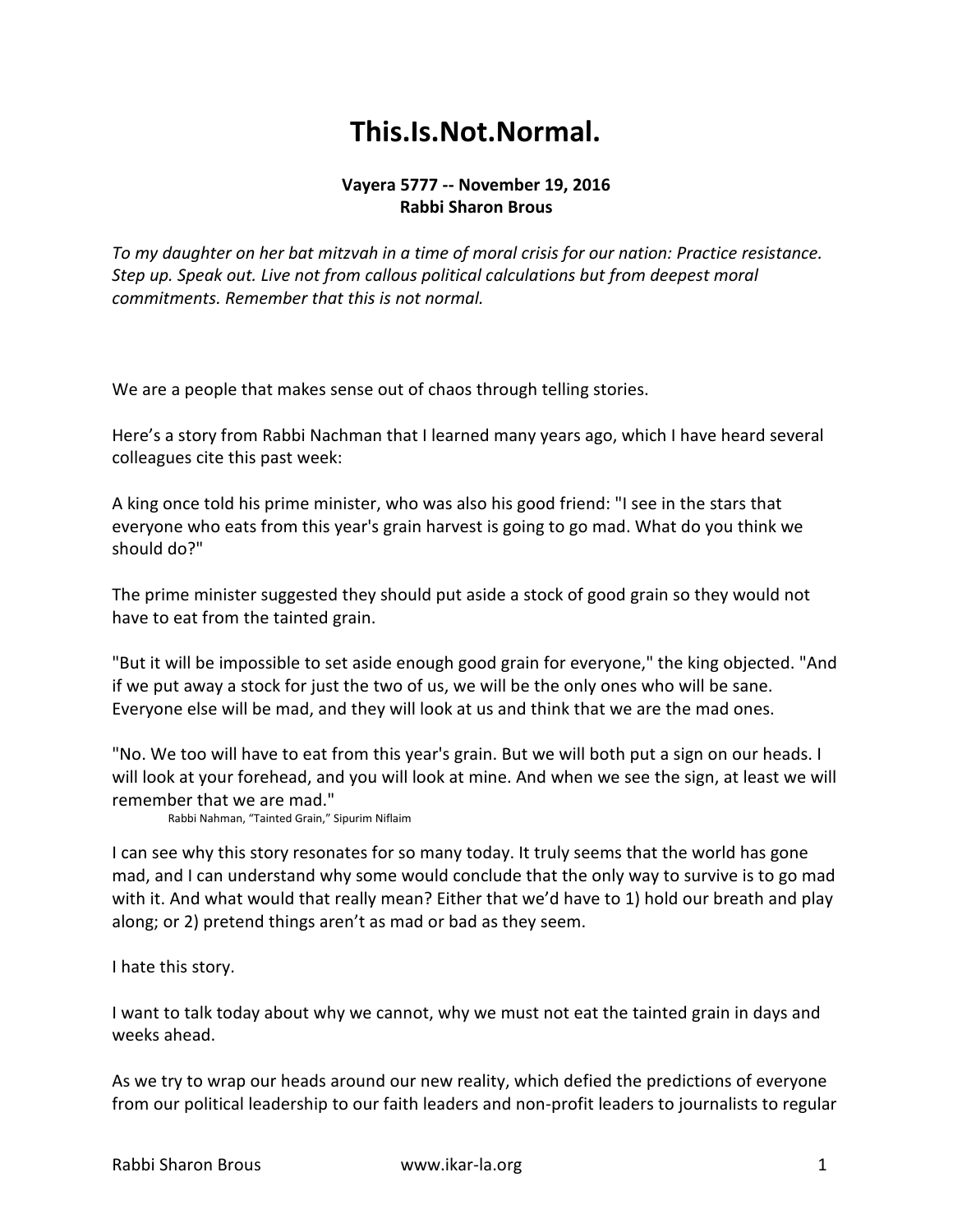# This.Is.Not.Normal.

**Vayera 5777 -- November 19, 2016**
**Rabbi Sharon Brous**

*To my daughter on her bat mitzvah in a time of moral crisis for our nation: Practice resistance. Step up. Speak out. Live not from callous political calculations but from deepest moral commitments. Remember that this is not normal.*

We are a people that makes sense out of chaos through telling stories.

Here's a story from Rabbi Nachman that I learned many years ago, which I have heard several colleagues cite this past week:

A king once told his prime minister, who was also his good friend: "I see in the stars that everyone who eats from this year's grain harvest is going to go mad. What do you think we should do?"

The prime minister suggested they should put aside a stock of good grain so they would not have to eat from the tainted grain.

"But it will be impossible to set aside enough good grain for everyone," the king objected. "And if we put away a stock for just the two of us, we will be the only ones who will be sane. Everyone else will be mad, and they will look at us and think that we are the mad ones.

"No. We too will have to eat from this year's grain. But we will both put a sign on our heads. I will look at your forehead, and you will look at mine. And when we see the sign, at least we will remember that we are mad."

Rabbi Nahman, "Tainted Grain," Sipurim Niflaim

I can see why this story resonates for so many today. It truly seems that the world has gone mad, and I can understand why some would conclude that the only way to survive is to go mad with it. And what would that really mean? Either that we'd have to 1) hold our breath and play along; or 2) pretend things aren't as mad or bad as they seem.

I hate this story.

I want to talk today about why we cannot, why we must not eat the tainted grain in days and weeks ahead.

As we try to wrap our heads around our new reality, which defied the predictions of everyone from our political leadership to our faith leaders and non-profit leaders to journalists to regular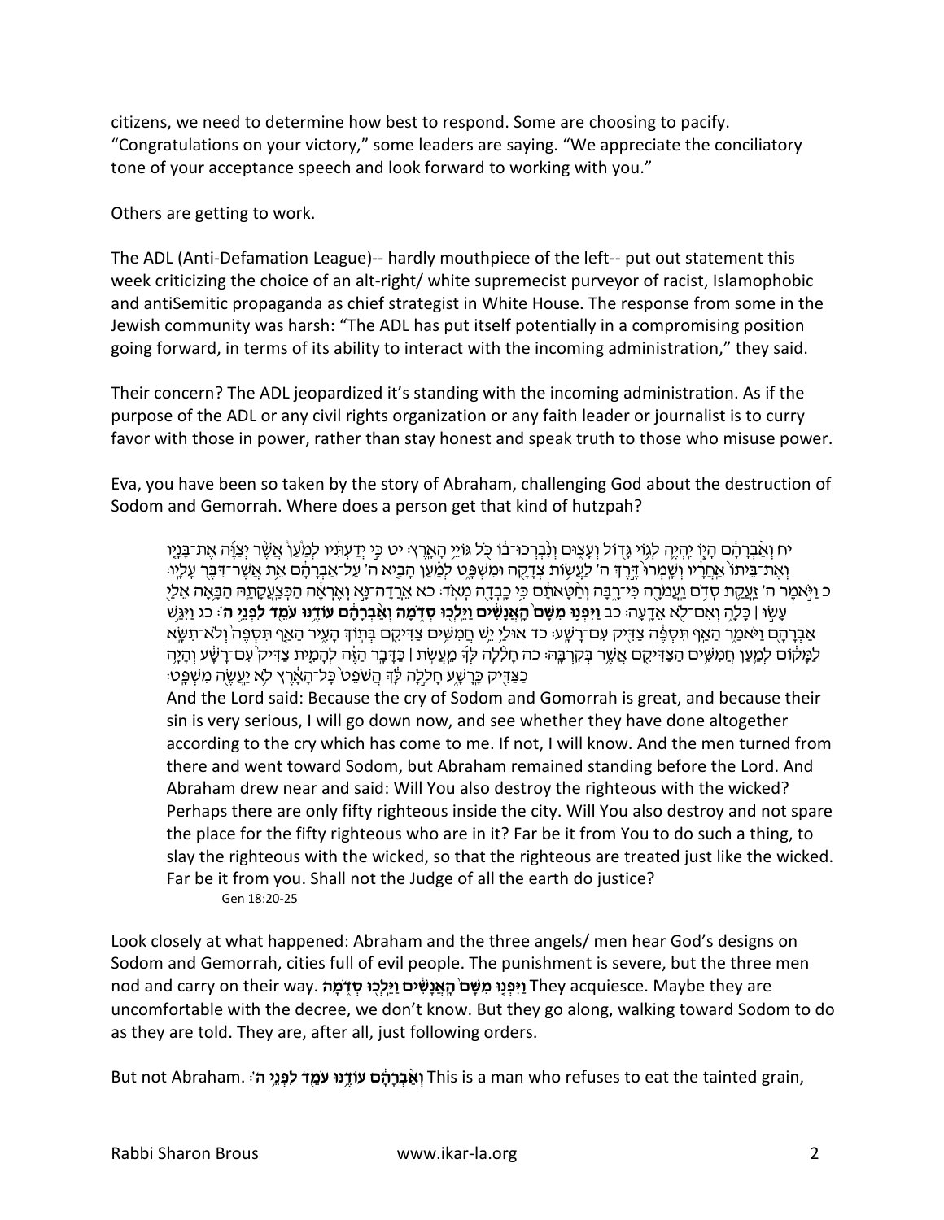citizens, we need to determine how best to respond. Some are choosing to pacify. "Congratulations on your victory," some leaders are saying. "We appreciate the conciliatory tone of your acceptance speech and look forward to working with you."

Others are getting to work.

The ADL (Anti-Defamation League)-- hardly mouthpiece of the left-- put out statement this week criticizing the choice of an alt-right/ white supremecist purveyor of racist, Islamophobic and antiSemitic propaganda as chief strategist in White House. The response from some in the Jewish community was harsh: "The ADL has put itself potentially in a compromising position going forward, in terms of its ability to interact with the incoming administration," they said.

Their concern? The ADL jeopardized it's standing with the incoming administration. As if the purpose of the ADL or any civil rights organization or any faith leader or journalist is to curry favor with those in power, rather than stay honest and speak truth to those who misuse power.

Eva, you have been so taken by the story of Abraham, challenging God about the destruction of Sodom and Gemorrah. Where does a person get that kind of hutzpah?

> יח וְאַבְרָהָם הָיוֹ יִהְיֶה לְגוֹי גָּדוֹל וְעָצוּם וְנִבְרְכוּ־בוֹ כֹּל גּוֹיֵי הָאָרֶץ׃ יט כִּי יְדַעְתִּיו לְמַעַן אֲשֶׁר יְצַוֶּה אֶת־בָּנָיו וְאֶת־בֵּיתוֹ אַחֲרָיו וְשָׁמְרוּ דֶּרֶךְ ה' לַעֲשׂוֹת צְדָקָה וּמִשְׁפָּט לְמַעַן הָבִיא ה' עַל־אַבְרָהָם אֵת אֲשֶׁר־דִּבֶּר עָלָיו׃ כ וַיֹּאמֶר ה' זַעֲקַת סְדֹם וַעֲמֹרָה כִּי־רָבָּה וְחַטָּאתָם כִּי כָבְדָה מְאֹד׃ כא אֵרֲדָה־נָּא וְאֶרְאֶה הַכְּצַעֲקָתָהּ הַבָּאָה אֵלַי עָשׂוּ | כָּלָה וְאִם־לֹא אֵדָעָה׃ כב **וַיִּפְנוּ מִשָּׁם הָאֲנָשִׁים וַיֵּלְכוּ סְדֹמָה וְאַבְרָהָם עוֹדֶנּוּ עֹמֵד לִפְנֵי ה'**׃ כג וַיִּגַּשׁ אַבְרָהָם וַיֹּאמַר הַאַף תִּסְפֶּה צַדִּיק עִם־רָשָׁע׃ כד אוּלַי יֵשׁ חֲמִשִּׁים צַדִּיקִם בְּתוֹךְ הָעִיר הַאַף תִּסְפֶּה וְלֹא־תִשָּׂא לַמָּקוֹם לְמַעַן חֲמִשִּׁים הַצַּדִּיקִם אֲשֶׁר בְּקִרְבָּהּ׃ כה חָלִלָה לְּךָ מֵעֲשֹׂת | כַּדָּבָר הַזֶּה לְהָמִית צַדִּיק עִם־רָשָׁע וְהָיָה כַצַּדִּיק כָּרָשָׁע חָלִלָה לָּךְ הֲשֹׁפֵט כָּל־הָאָרֶץ לֹא יַעֲשֶׂה מִשְׁפָּט׃
>
> And the Lord said: Because the cry of Sodom and Gomorrah is great, and because their sin is very serious, I will go down now, and see whether they have done altogether according to the cry which has come to me. If not, I will know. And the men turned from there and went toward Sodom, but Abraham remained standing before the Lord. And Abraham drew near and said: Will You also destroy the righteous with the wicked? Perhaps there are only fifty righteous inside the city. Will You also destroy and not spare the place for the fifty righteous who are in it? Far be it from You to do such a thing, to slay the righteous with the wicked, so that the righteous are treated just like the wicked. Far be it from you. Shall not the Judge of all the earth do justice?
>
> Gen 18:20-25

Look closely at what happened: Abraham and the three angels/ men hear God's designs on Sodom and Gemorrah, cities full of evil people. The punishment is severe, but the three men nod and carry on their way. **וַיִּפְנוּ מִשָּׁם הָאֲנָשִׁים וַיֵּלְכוּ סְדֹמָה** They acquiesce. Maybe they are uncomfortable with the decree, we don't know. But they go along, walking toward Sodom to do as they are told. They are, after all, just following orders.

But not Abraham. **וְאַבְרָהָם עוֹדֶנּוּ עֹמֵד לִפְנֵי ה'**: This is a man who refuses to eat the tainted grain,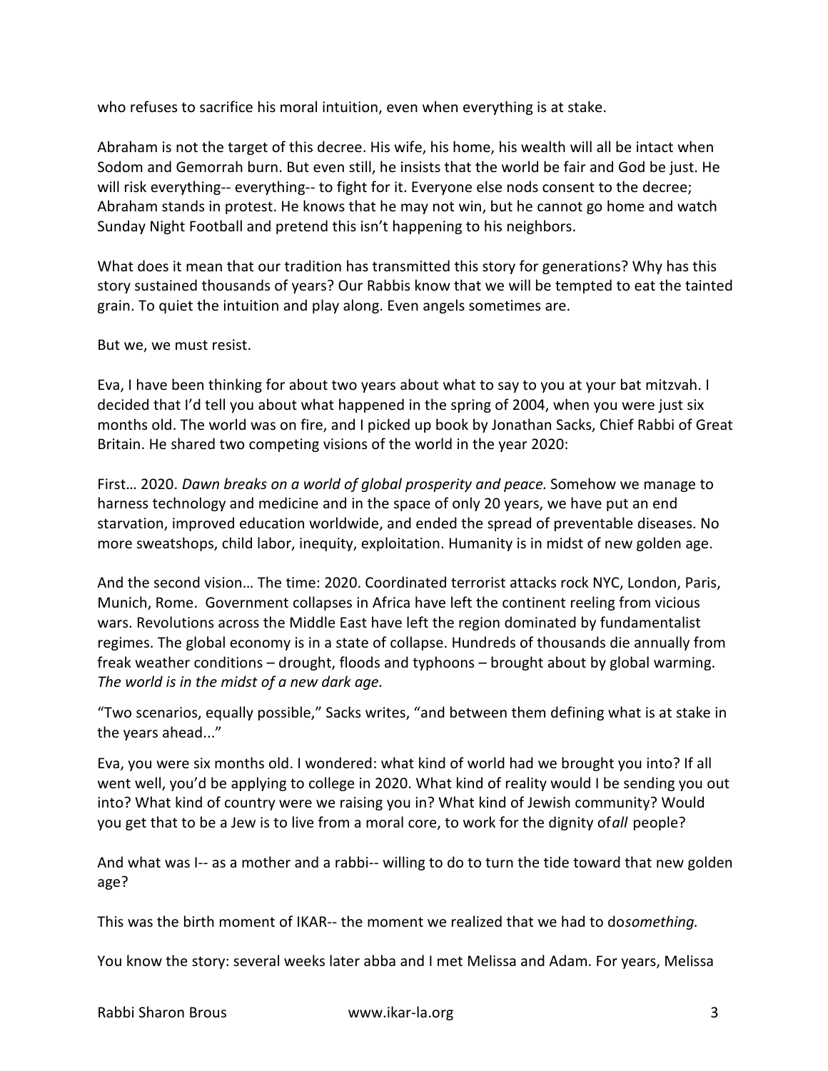who refuses to sacrifice his moral intuition, even when everything is at stake.

Abraham is not the target of this decree. His wife, his home, his wealth will all be intact when Sodom and Gemorrah burn. But even still, he insists that the world be fair and God be just. He will risk everything-- everything-- to fight for it. Everyone else nods consent to the decree; Abraham stands in protest. He knows that he may not win, but he cannot go home and watch Sunday Night Football and pretend this isn't happening to his neighbors.

What does it mean that our tradition has transmitted this story for generations? Why has this story sustained thousands of years? Our Rabbis know that we will be tempted to eat the tainted grain. To quiet the intuition and play along. Even angels sometimes are.

But we, we must resist.

Eva, I have been thinking for about two years about what to say to you at your bat mitzvah. I decided that I'd tell you about what happened in the spring of 2004, when you were just six months old. The world was on fire, and I picked up book by Jonathan Sacks, Chief Rabbi of Great Britain. He shared two competing visions of the world in the year 2020:

First… 2020. *Dawn breaks on a world of global prosperity and peace.* Somehow we manage to harness technology and medicine and in the space of only 20 years, we have put an end starvation, improved education worldwide, and ended the spread of preventable diseases. No more sweatshops, child labor, inequity, exploitation. Humanity is in midst of new golden age.

And the second vision… The time: 2020. Coordinated terrorist attacks rock NYC, London, Paris, Munich, Rome. Government collapses in Africa have left the continent reeling from vicious wars. Revolutions across the Middle East have left the region dominated by fundamentalist regimes. The global economy is in a state of collapse. Hundreds of thousands die annually from freak weather conditions – drought, floods and typhoons – brought about by global warming. *The world is in the midst of a new dark age.*

"Two scenarios, equally possible," Sacks writes, "and between them defining what is at stake in the years ahead..."

Eva, you were six months old. I wondered: what kind of world had we brought you into? If all went well, you'd be applying to college in 2020. What kind of reality would I be sending you out into? What kind of country were we raising you in? What kind of Jewish community? Would you get that to be a Jew is to live from a moral core, to work for the dignity of *all* people?

And what was I-- as a mother and a rabbi-- willing to do to turn the tide toward that new golden age?

This was the birth moment of IKAR-- the moment we realized that we had to do *something.*

You know the story: several weeks later abba and I met Melissa and Adam. For years, Melissa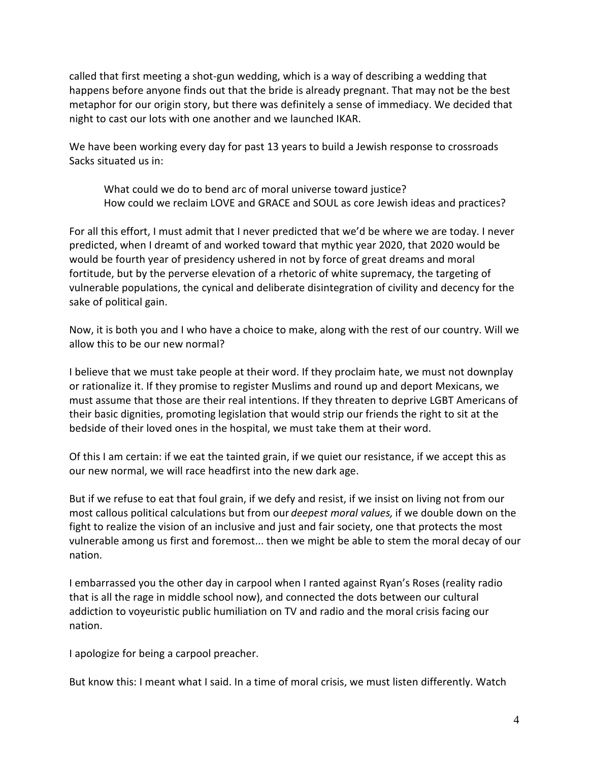called that first meeting a shot-gun wedding, which is a way of describing a wedding that happens before anyone finds out that the bride is already pregnant. That may not be the best metaphor for our origin story, but there was definitely a sense of immediacy. We decided that night to cast our lots with one another and we launched IKAR.

We have been working every day for past 13 years to build a Jewish response to crossroads Sacks situated us in:

> What could we do to bend arc of moral universe toward justice?
> How could we reclaim LOVE and GRACE and SOUL as core Jewish ideas and practices?

For all this effort, I must admit that I never predicted that we'd be where we are today. I never predicted, when I dreamt of and worked toward that mythic year 2020, that 2020 would be would be fourth year of presidency ushered in not by force of great dreams and moral fortitude, but by the perverse elevation of a rhetoric of white supremacy, the targeting of vulnerable populations, the cynical and deliberate disintegration of civility and decency for the sake of political gain.

Now, it is both you and I who have a choice to make, along with the rest of our country. Will we allow this to be our new normal?

I believe that we must take people at their word. If they proclaim hate, we must not downplay or rationalize it. If they promise to register Muslims and round up and deport Mexicans, we must assume that those are their real intentions. If they threaten to deprive LGBT Americans of their basic dignities, promoting legislation that would strip our friends the right to sit at the bedside of their loved ones in the hospital, we must take them at their word.

Of this I am certain: if we eat the tainted grain, if we quiet our resistance, if we accept this as our new normal, we will race headfirst into the new dark age.

But if we refuse to eat that foul grain, if we defy and resist, if we insist on living not from our most callous political calculations but from our *deepest moral values,* if we double down on the fight to realize the vision of an inclusive and just and fair society, one that protects the most vulnerable among us first and foremost... then we might be able to stem the moral decay of our nation.

I embarrassed you the other day in carpool when I ranted against Ryan's Roses (reality radio that is all the rage in middle school now), and connected the dots between our cultural addiction to voyeuristic public humiliation on TV and radio and the moral crisis facing our nation.

I apologize for being a carpool preacher.

But know this: I meant what I said. In a time of moral crisis, we must listen differently. Watch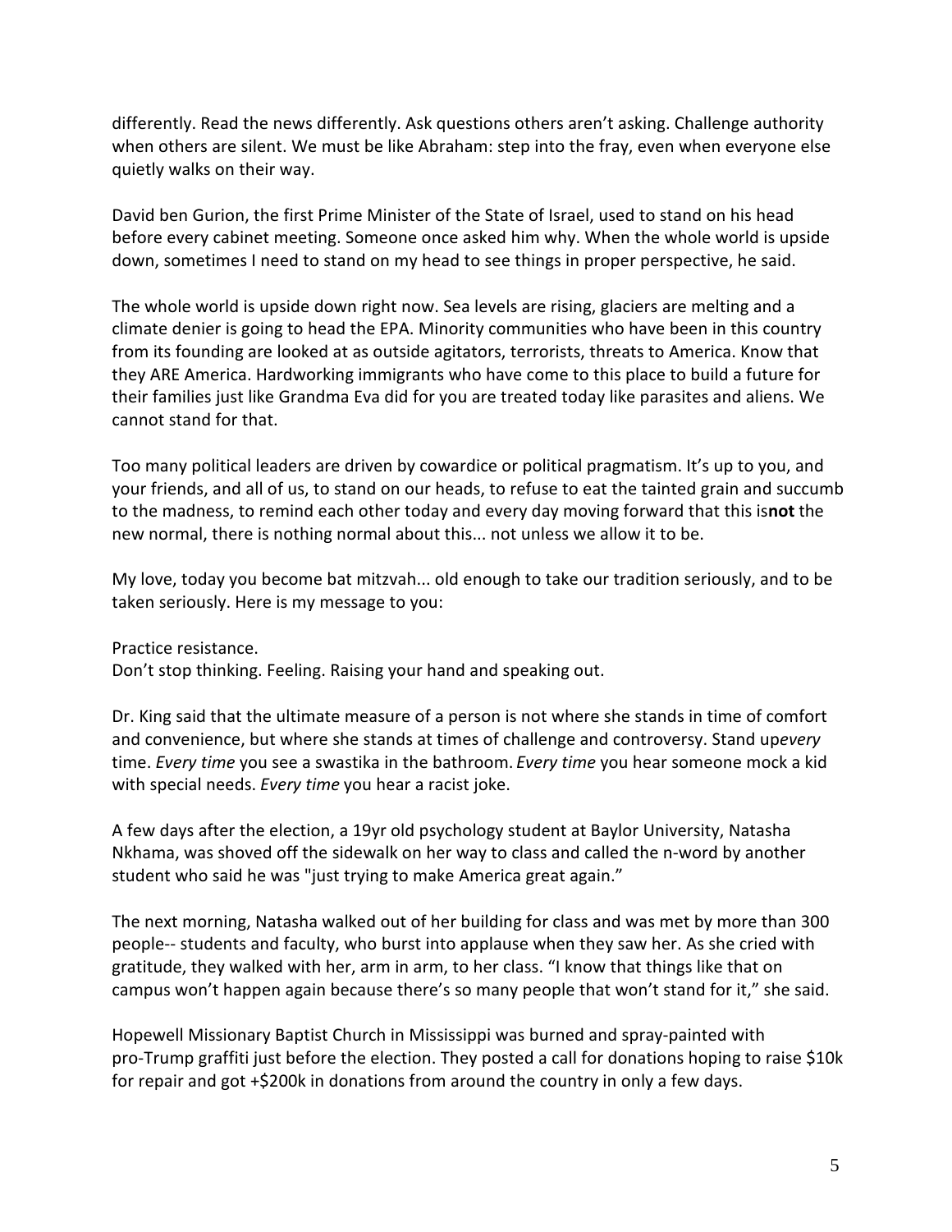differently. Read the news differently. Ask questions others aren't asking. Challenge authority when others are silent. We must be like Abraham: step into the fray, even when everyone else quietly walks on their way.

David ben Gurion, the first Prime Minister of the State of Israel, used to stand on his head before every cabinet meeting. Someone once asked him why. When the whole world is upside down, sometimes I need to stand on my head to see things in proper perspective, he said.

The whole world is upside down right now. Sea levels are rising, glaciers are melting and a climate denier is going to head the EPA. Minority communities who have been in this country from its founding are looked at as outside agitators, terrorists, threats to America. Know that they ARE America. Hardworking immigrants who have come to this place to build a future for their families just like Grandma Eva did for you are treated today like parasites and aliens. We cannot stand for that.

Too many political leaders are driven by cowardice or political pragmatism. It's up to you, and your friends, and all of us, to stand on our heads, to refuse to eat the tainted grain and succumb to the madness, to remind each other today and every day moving forward that this is**not** the new normal, there is nothing normal about this... not unless we allow it to be.

My love, today you become bat mitzvah... old enough to take our tradition seriously, and to be taken seriously. Here is my message to you:

Practice resistance.
Don't stop thinking. Feeling. Raising your hand and speaking out.

Dr. King said that the ultimate measure of a person is not where she stands in time of comfort and convenience, but where she stands at times of challenge and controversy. Stand up*every* time. *Every time* you see a swastika in the bathroom. *Every time* you hear someone mock a kid with special needs. *Every time* you hear a racist joke.

A few days after the election, a 19yr old psychology student at Baylor University, Natasha Nkhama, was shoved off the sidewalk on her way to class and called the n-word by another student who said he was "just trying to make America great again."

The next morning, Natasha walked out of her building for class and was met by more than 300 people-- students and faculty, who burst into applause when they saw her. As she cried with gratitude, they walked with her, arm in arm, to her class. "I know that things like that on campus won't happen again because there's so many people that won't stand for it," she said.

Hopewell Missionary Baptist Church in Mississippi was burned and spray-painted with pro-Trump graffiti just before the election. They posted a call for donations hoping to raise $10k for repair and got +$200k in donations from around the country in only a few days.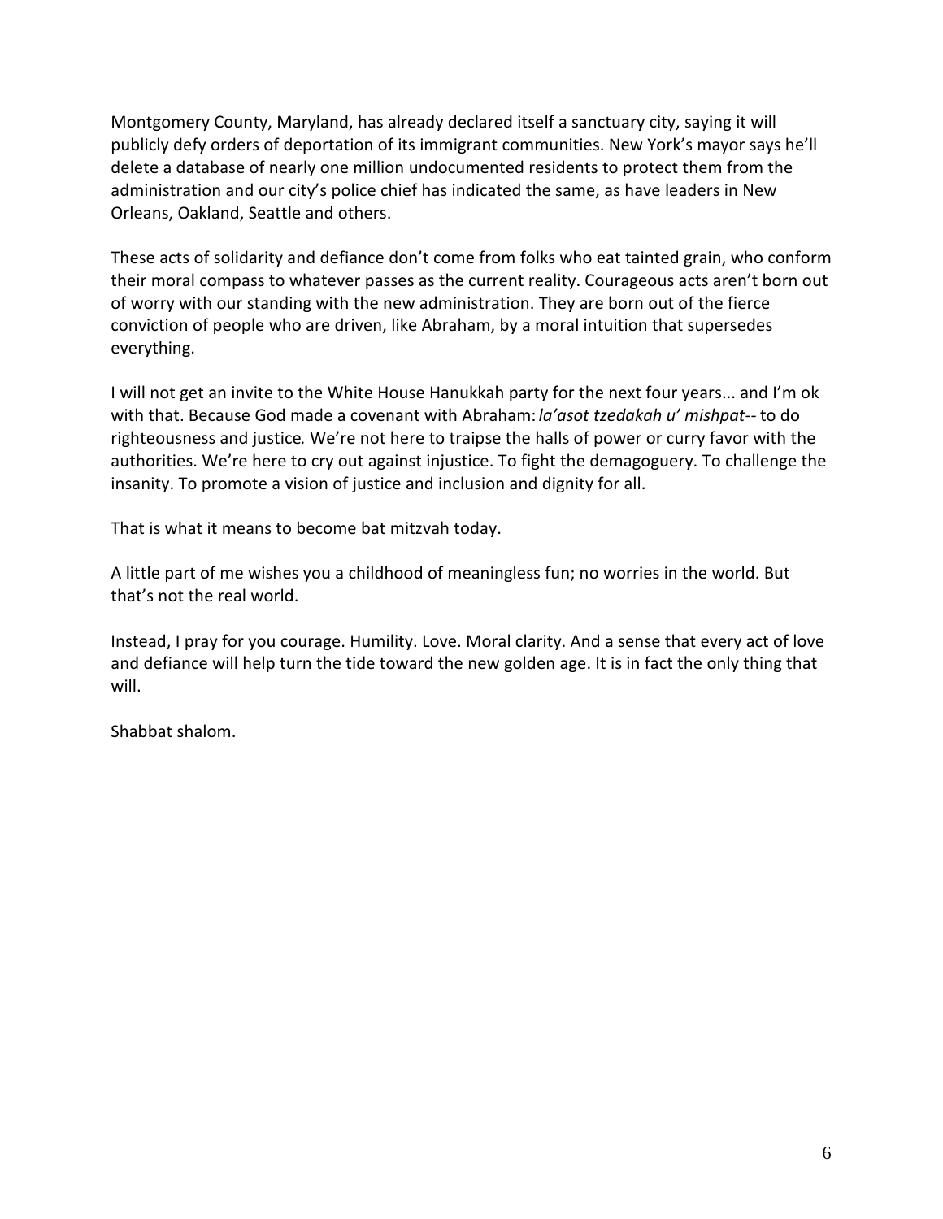Montgomery County, Maryland, has already declared itself a sanctuary city, saying it will publicly defy orders of deportation of its immigrant communities. New York's mayor says he'll delete a database of nearly one million undocumented residents to protect them from the administration and our city's police chief has indicated the same, as have leaders in New Orleans, Oakland, Seattle and others.

These acts of solidarity and defiance don't come from folks who eat tainted grain, who conform their moral compass to whatever passes as the current reality. Courageous acts aren't born out of worry with our standing with the new administration. They are born out of the fierce conviction of people who are driven, like Abraham, by a moral intuition that supersedes everything.

I will not get an invite to the White House Hanukkah party for the next four years... and I'm ok with that. Because God made a covenant with Abraham: *la'asot tzedakah u' mishpat*-- to do righteousness and justice*.* We're not here to traipse the halls of power or curry favor with the authorities. We're here to cry out against injustice. To fight the demagoguery. To challenge the insanity. To promote a vision of justice and inclusion and dignity for all.

That is what it means to become bat mitzvah today.

A little part of me wishes you a childhood of meaningless fun; no worries in the world. But that's not the real world.

Instead, I pray for you courage. Humility. Love. Moral clarity. And a sense that every act of love and defiance will help turn the tide toward the new golden age. It is in fact the only thing that will.

Shabbat shalom.